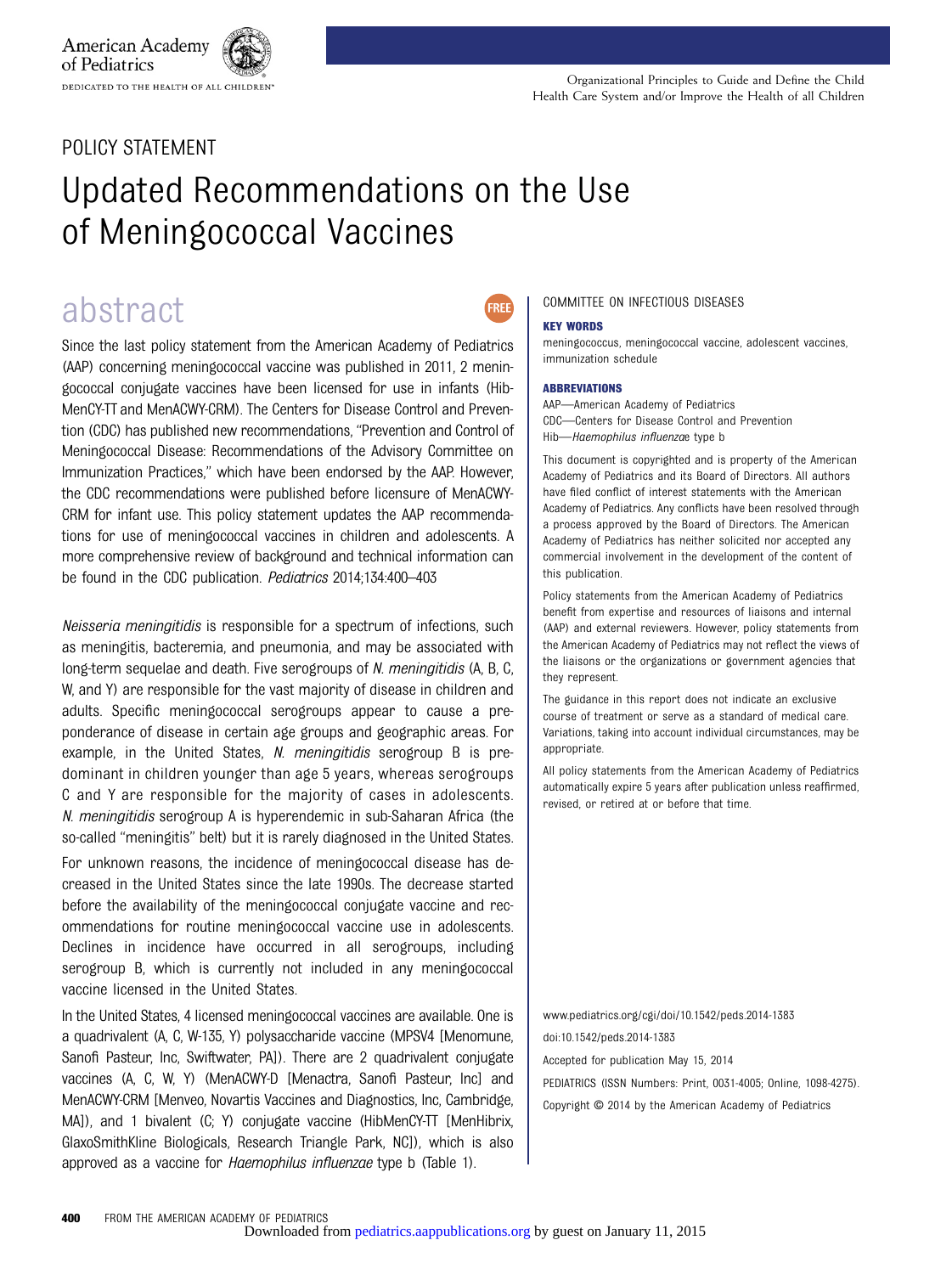POLICY STATEMENT

# Updated Recommendations on the Use of Meningococcal Vaccines

## abstract

Since the last policy statement from the American Academy of Pediatrics (AAP) concerning meningococcal vaccine was published in 2011, 2 meningococcal conjugate vaccines have been licensed for use in infants (Hib-MenCY-TT and MenACWY-CRM). The Centers for Disease Control and Prevention (CDC) has published new recommendations, "Prevention and Control of Meningococcal Disease: Recommendations of the Advisory Committee on Immunization Practices," which have been endorsed by the AAP. However, the CDC recommendations were published before licensure of MenACWY-CRM for infant use. This policy statement updates the AAP recommendations for use of meningococcal vaccines in children and adolescents. A more comprehensive review of background and technical information can be found in the CDC publication. *Pediatrics* 2014;134:400–403

*Neisseria meningitidis* is responsible for a spectrum of infections, such as meningitis, bacteremia, and pneumonia, and may be associated with long-term sequelae and death. Five serogroups of *N. meningitidis* (A, B, C, W, and Y) are responsible for the vast majority of disease in children and adults. Specific meningococcal serogroups appear to cause a preponderance of disease in certain age groups and geographic areas. For example, in the United States, *N. meningitidis* serogroup B is predominant in children younger than age 5 years, whereas serogroups C and Y are responsible for the majority of cases in adolescents. *N. meningitidis* serogroup A is hyperendemic in sub-Saharan Africa (the so-called "meningitis" belt) but it is rarely diagnosed in the United States.

For unknown reasons, the incidence of meningococcal disease has decreased in the United States since the late 1990s. The decrease started before the availability of the meningococcal conjugate vaccine and recommendations for routine meningococcal vaccine use in adolescents. Declines in incidence have occurred in all serogroups, including serogroup B, which is currently not included in any meningococcal vaccine licensed in the United States.

In the United States, 4 licensed meningococcal vaccines are available. One is a quadrivalent (A, C, W-135, Y) polysaccharide vaccine (MPSV4 [Menomune, Sanofi Pasteur, Inc, Swiftwater, PA]). There are 2 quadrivalent conjugate vaccines (A, C, W, Y) (MenACWY-D [Menactra, Sanofi Pasteur, Inc] and MenACWY-CRM [Menveo, Novartis Vaccines and Diagnostics, Inc, Cambridge, MA]), and 1 bivalent (C; Y) conjugate vaccine (HibMenCY-TT [MenHibrix, GlaxoSmithKline Biologicals, Research Triangle Park, NC]), which is also approved as a vaccine for *Haemophilus influenzae* type b (Table 1).

COMMITTEE ON INFECTIOUS DISEASES

**KEY WORDS**

meningococcus, meningococcal vaccine, adolescent vaccines, immunization schedule

**ABBREVIATIONS**

AAP—American Academy of Pediatrics
CDC—Centers for Disease Control and Prevention
Hib—*Haemophilus influenzae* type b

This document is copyrighted and is property of the American Academy of Pediatrics and its Board of Directors. All authors have filed conflict of interest statements with the American Academy of Pediatrics. Any conflicts have been resolved through a process approved by the Board of Directors. The American Academy of Pediatrics has neither solicited nor accepted any commercial involvement in the development of the content of this publication.

Policy statements from the American Academy of Pediatrics benefit from expertise and resources of liaisons and internal (AAP) and external reviewers. However, policy statements from the American Academy of Pediatrics may not reflect the views of the liaisons or the organizations or government agencies that they represent.

The guidance in this report does not indicate an exclusive course of treatment or serve as a standard of medical care. Variations, taking into account individual circumstances, may be appropriate.

All policy statements from the American Academy of Pediatrics automatically expire 5 years after publication unless reaffirmed, revised, or retired at or before that time.

www.pediatrics.org/cgi/doi/10.1542/peds.2014-1383

doi:10.1542/peds.2014-1383

Accepted for publication May 15, 2014

PEDIATRICS (ISSN Numbers: Print, 0031-4005; Online, 1098-4275).

Copyright © 2014 by the American Academy of Pediatrics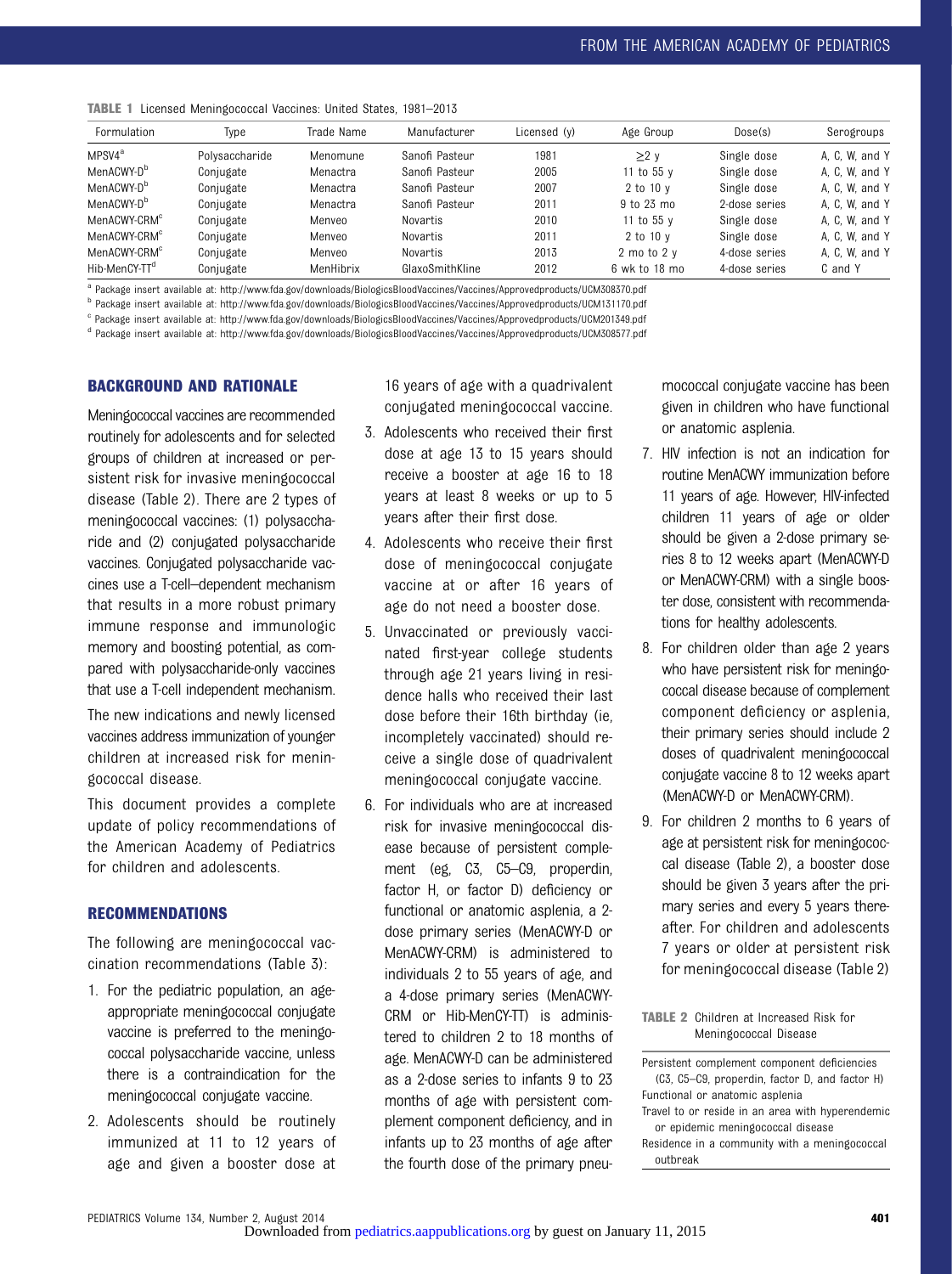TABLE 1 Licensed Meningococcal Vaccines: United States, 1981–2013

| Formulation | Type | Trade Name | Manufacturer | Licensed (y) | Age Group | Dose(s) | Serogroups |
|---|---|---|---|---|---|---|---|
| MPSV4[a] | Polysaccharide | Menomune | Sanofi Pasteur | 1981 | ≥2 y | Single dose | A, C, W, and Y |
| MenACWY-D[b] | Conjugate | Menactra | Sanofi Pasteur | 2005 | 11 to 55 y | Single dose | A, C, W, and Y |
| MenACWY-D[b] | Conjugate | Menactra | Sanofi Pasteur | 2007 | 2 to 10 y | Single dose | A, C, W, and Y |
| MenACWY-D[b] | Conjugate | Menactra | Sanofi Pasteur | 2011 | 9 to 23 mo | 2-dose series | A, C, W, and Y |
| MenACWY-CRM[c] | Conjugate | Menveo | Novartis | 2010 | 11 to 55 y | Single dose | A, C, W, and Y |
| MenACWY-CRM[c] | Conjugate | Menveo | Novartis | 2011 | 2 to 10 y | Single dose | A, C, W, and Y |
| MenACWY-CRM[c] | Conjugate | Menveo | Novartis | 2013 | 2 mo to 2 y | 4-dose series | A, C, W, and Y |
| Hib-MenCY-TT[d] | Conjugate | MenHibrix | GlaxoSmithKline | 2012 | 6 wk to 18 mo | 4-dose series | C and Y |

[a] Package insert available at: http://www.fda.gov/downloads/BiologicsBloodVaccines/Vaccines/Approvedproducts/UCM308370.pdf
[b] Package insert available at: http://www.fda.gov/downloads/BiologicsBloodVaccines/Vaccines/Approvedproducts/UCM131170.pdf
[c] Package insert available at: http://www.fda.gov/downloads/BiologicsBloodVaccines/Vaccines/Approvedproducts/UCM201349.pdf
[d] Package insert available at: http://www.fda.gov/downloads/BiologicsBloodVaccines/Vaccines/Approvedproducts/UCM308577.pdf

## BACKGROUND AND RATIONALE

Meningococcal vaccines are recommended routinely for adolescents and for selected groups of children at increased or persistent risk for invasive meningococcal disease (Table 2). There are 2 types of meningococcal vaccines: (1) polysaccharide and (2) conjugated polysaccharide vaccines. Conjugated polysaccharide vaccines use a T-cell–dependent mechanism that results in a more robust primary immune response and immunologic memory and boosting potential, as compared with polysaccharide-only vaccines that use a T-cell independent mechanism.

The new indications and newly licensed vaccines address immunization of younger children at increased risk for meningococcal disease.

This document provides a complete update of policy recommendations of the American Academy of Pediatrics for children and adolescents.

## RECOMMENDATIONS

The following are meningococcal vaccination recommendations (Table 3):

1. For the pediatric population, an age-appropriate meningococcal conjugate vaccine is preferred to the meningococcal polysaccharide vaccine, unless there is a contraindication for the meningococcal conjugate vaccine.
2. Adolescents should be routinely immunized at 11 to 12 years of age and given a booster dose at 16 years of age with a quadrivalent conjugated meningococcal vaccine.
3. Adolescents who received their first dose at age 13 to 15 years should receive a booster at age 16 to 18 years at least 8 weeks or up to 5 years after their first dose.
4. Adolescents who receive their first dose of meningococcal conjugate vaccine at or after 16 years of age do not need a booster dose.
5. Unvaccinated or previously vaccinated first-year college students through age 21 years living in residence halls who received their last dose before their 16th birthday (ie, incompletely vaccinated) should receive a single dose of quadrivalent meningococcal conjugate vaccine.
6. For individuals who are at increased risk for invasive meningococcal disease because of persistent complement (eg, C3, C5–C9, properdin, factor H, or factor D) deficiency or functional or anatomic asplenia, a 2-dose primary series (MenACWY-D or MenACWY-CRM) is administered to individuals 2 to 55 years of age, and a 4-dose primary series (MenACWY-CRM or Hib-MenCY-TT) is administered to children 2 to 18 months of age. MenACWY-D can be administered as a 2-dose series to infants 9 to 23 months of age with persistent complement component deficiency, and in infants up to 23 months of age after the fourth dose of the primary pneumococcal conjugate vaccine has been given in children who have functional or anatomic asplenia.
7. HIV infection is not an indication for routine MenACWY immunization before 11 years of age. However, HIV-infected children 11 years of age or older should be given a 2-dose primary series 8 to 12 weeks apart (MenACWY-D or MenACWY-CRM) with a single booster dose, consistent with recommendations for healthy adolescents.
8. For children older than age 2 years who have persistent risk for meningococcal disease because of complement component deficiency or asplenia, their primary series should include 2 doses of quadrivalent meningococcal conjugate vaccine 8 to 12 weeks apart (MenACWY-D or MenACWY-CRM).
9. For children 2 months to 6 years of age at persistent risk for meningococcal disease (Table 2), a booster dose should be given 3 years after the primary series and every 5 years thereafter. For children and adolescents 7 years or older at persistent risk for meningococcal disease (Table 2)

TABLE 2 Children at Increased Risk for Meningococcal Disease

| |
|---|
| Persistent complement component deficiencies (C3, C5–C9, properdin, factor D, and factor H) |
| Functional or anatomic asplenia |
| Travel to or reside in an area with hyperendemic or epidemic meningococcal disease |
| Residence in a community with a meningococcal outbreak |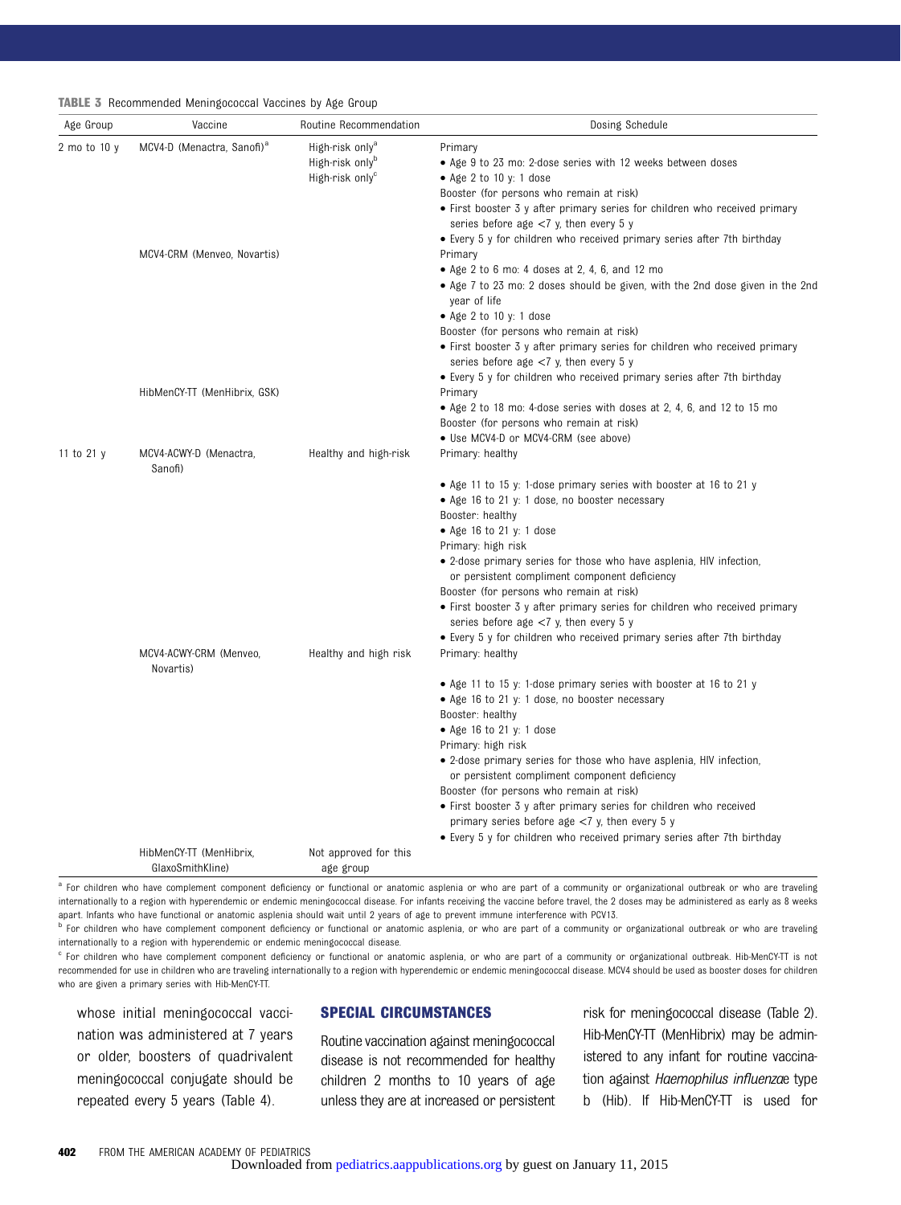**TABLE 3** Recommended Meningococcal Vaccines by Age Group

| Age Group | Vaccine | Routine Recommendation | Dosing Schedule |
|---|---|---|---|
| 2 mo to 10 y | MCV4-D (Menactra, Sanofi)[a] | High-risk only[a]<br>High-risk only[b]<br>High-risk only[c] | Primary<br>• Age 9 to 23 mo: 2-dose series with 12 weeks between doses<br>• Age 2 to 10 y: 1 dose<br>Booster (for persons who remain at risk)<br>• First booster 3 y after primary series for children who received primary series before age <7 y, then every 5 y<br>• Every 5 y for children who received primary series after 7th birthday |
| | MCV4-CRM (Menveo, Novartis) | | Primary<br>• Age 2 to 6 mo: 4 doses at 2, 4, 6, and 12 mo<br>• Age 7 to 23 mo: 2 doses should be given, with the 2nd dose given in the 2nd year of life<br>• Age 2 to 10 y: 1 dose<br>Booster (for persons who remain at risk)<br>• First booster 3 y after primary series for children who received primary series before age <7 y, then every 5 y<br>• Every 5 y for children who received primary series after 7th birthday |
| | HibMenCY-TT (MenHibrix, GSK) | | Primary<br>• Age 2 to 18 mo: 4-dose series with doses at 2, 4, 6, and 12 to 15 mo<br>Booster (for persons who remain at risk)<br>• Use MCV4-D or MCV4-CRM (see above) |
| 11 to 21 y | MCV4-ACWY-D (Menactra, Sanofi) | Healthy and high-risk | Primary: healthy<br>• Age 11 to 15 y: 1-dose primary series with booster at 16 to 21 y<br>• Age 16 to 21 y: 1 dose, no booster necessary<br>Booster: healthy<br>• Age 16 to 21 y: 1 dose<br>Primary: high risk<br>• 2-dose primary series for those who have asplenia, HIV infection, or persistent compliment component deficiency<br>Booster (for persons who remain at risk)<br>• First booster 3 y after primary series for children who received primary series before age <7 y, then every 5 y<br>• Every 5 y for children who received primary series after 7th birthday |
| | MCV4-ACWY-CRM (Menveo, Novartis) | Healthy and high risk | Primary: healthy<br>• Age 11 to 15 y: 1-dose primary series with booster at 16 to 21 y<br>• Age 16 to 21 y: 1 dose, no booster necessary<br>Booster: healthy<br>• Age 16 to 21 y: 1 dose<br>Primary: high risk<br>• 2-dose primary series for those who have asplenia, HIV infection, or persistent compliment component deficiency<br>Booster (for persons who remain at risk)<br>• First booster 3 y after primary series for children who received primary series before age <7 y, then every 5 y<br>• Every 5 y for children who received primary series after 7th birthday |
| | HibMenCY-TT (MenHibrix, GlaxoSmithKline) | Not approved for this age group | |

[a] For children who have complement component deficiency or functional or anatomic asplenia or who are part of a community or organizational outbreak or who are traveling internationally to a region with hyperendemic or endemic meningococcal disease. For infants receiving the vaccine before travel, the 2 doses may be administered as early as 8 weeks apart. Infants who have functional or anatomic asplenia should wait until 2 years of age to prevent immune interference with PCV13.

[b] For children who have complement component deficiency or functional or anatomic asplenia, or who are part of a community or organizational outbreak or who are traveling internationally to a region with hyperendemic or endemic meningococcal disease.

[c] For children who have complement component deficiency or functional or anatomic asplenia, or who are part of a community or organizational outbreak. Hib-MenCY-TT is not recommended for use in children who are traveling internationally to a region with hyperendemic or endemic meningococcal disease. MCV4 should be used as booster doses for children who are given a primary series with Hib-MenCY-TT.

whose initial meningococcal vaccination was administered at 7 years or older, boosters of quadrivalent meningococcal conjugate should be repeated every 5 years (Table 4).

## SPECIAL CIRCUMSTANCES

Routine vaccination against meningococcal disease is not recommended for healthy children 2 months to 10 years of age unless they are at increased or persistent risk for meningococcal disease (Table 2). Hib-MenCY-TT (MenHibrix) may be administered to any infant for routine vaccination against *Haemophilus influenzae* type b (Hib). If Hib-MenCY-TT is used for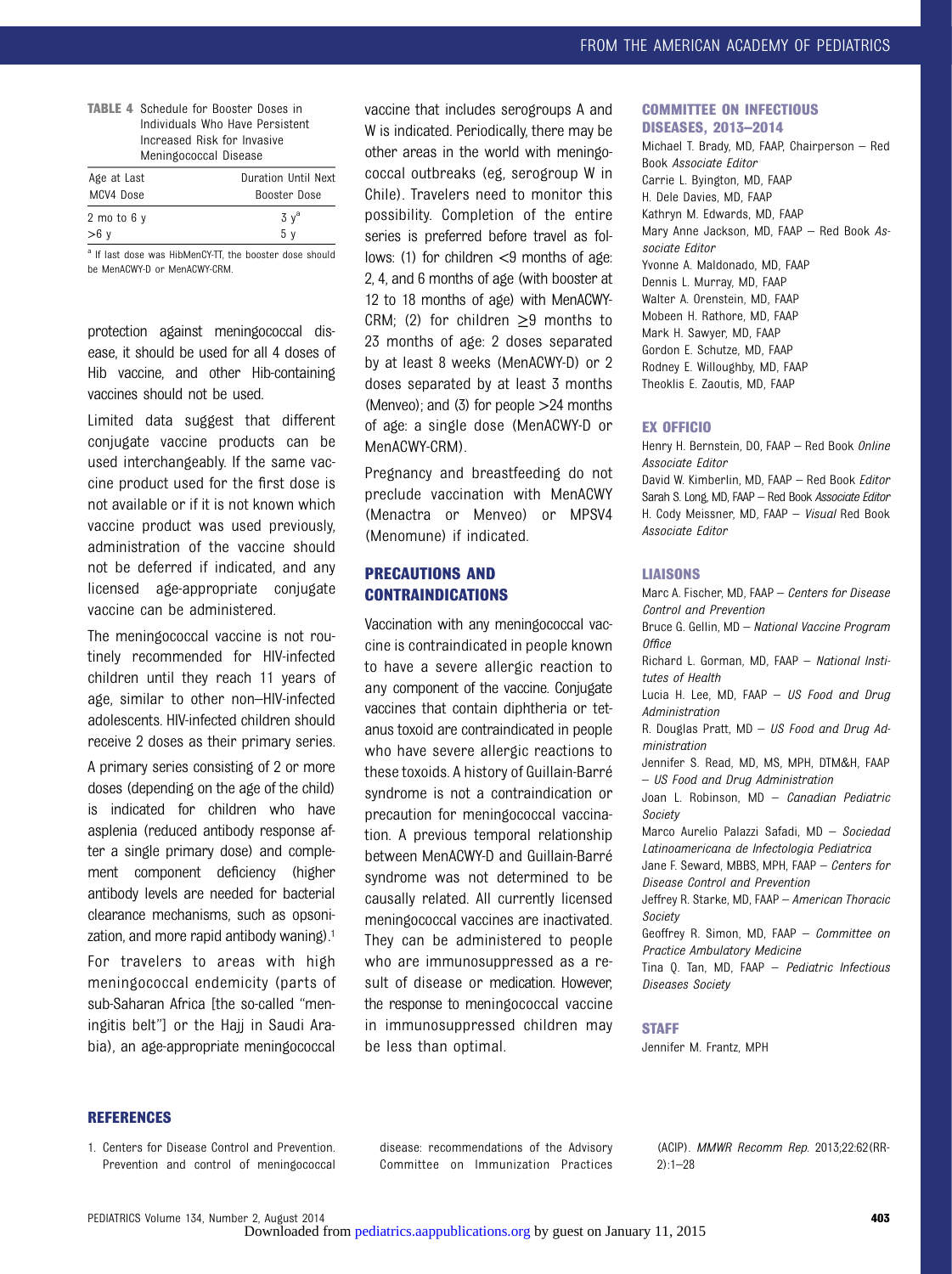**TABLE 4** Schedule for Booster Doses in Individuals Who Have Persistent Increased Risk for Invasive Meningococcal Disease

| Age at Last MCV4 Dose | Duration Until Next Booster Dose |
|---|---|
| 2 mo to 6 y | 3 y[a] |
| >6 y | 5 y |

[a] If last dose was HibMenCY-TT, the booster dose should be MenACWY-D or MenACWY-CRM.

protection against meningococcal disease, it should be used for all 4 doses of Hib vaccine, and other Hib-containing vaccines should not be used.

Limited data suggest that different conjugate vaccine products can be used interchangeably. If the same vaccine product used for the first dose is not available or if it is not known which vaccine product was used previously, administration of the vaccine should not be deferred if indicated, and any licensed age-appropriate conjugate vaccine can be administered.

The meningococcal vaccine is not routinely recommended for HIV-infected children until they reach 11 years of age, similar to other non–HIV-infected adolescents. HIV-infected children should receive 2 doses as their primary series.

A primary series consisting of 2 or more doses (depending on the age of the child) is indicated for children who have asplenia (reduced antibody response after a single primary dose) and complement component deficiency (higher antibody levels are needed for bacterial clearance mechanisms, such as opsonization, and more rapid antibody waning).[1]

For travelers to areas with high meningococcal endemicity (parts of sub-Saharan Africa [the so-called "meningitis belt"] or the Hajj in Saudi Arabia), an age-appropriate meningococcal vaccine that includes serogroups A and W is indicated. Periodically, there may be other areas in the world with meningococcal outbreaks (eg, serogroup W in Chile). Travelers need to monitor this possibility. Completion of the entire series is preferred before travel as follows: (1) for children <9 months of age: 2, 4, and 6 months of age (with booster at 12 to 18 months of age) with MenACWY-CRM; (2) for children ≥9 months to 23 months of age: 2 doses separated by at least 8 weeks (MenACWY-D) or 2 doses separated by at least 3 months (Menveo); and (3) for people >24 months of age: a single dose (MenACWY-D or MenACWY-CRM).

Pregnancy and breastfeeding do not preclude vaccination with MenACWY (Menactra or Menveo) or MPSV4 (Menomune) if indicated.

## PRECAUTIONS AND CONTRAINDICATIONS

Vaccination with any meningococcal vaccine is contraindicated in people known to have a severe allergic reaction to any component of the vaccine. Conjugate vaccines that contain diphtheria or tetanus toxoid are contraindicated in people who have severe allergic reactions to these toxoids. A history of Guillain-Barré syndrome is not a contraindication or precaution for meningococcal vaccination. A previous temporal relationship between MenACWY-D and Guillain-Barré syndrome was not determined to be causally related. All currently licensed meningococcal vaccines are inactivated. They can be administered to people who are immunosuppressed as a result of disease or medication. However, the response to meningococcal vaccine in immunosuppressed children may be less than optimal.

### COMMITTEE ON INFECTIOUS DISEASES, 2013–2014

Michael T. Brady, MD, FAAP, Chairperson – Red Book *Associate Editor*
Carrie L. Byington, MD, FAAP
H. Dele Davies, MD, FAAP
Kathryn M. Edwards, MD, FAAP
Mary Anne Jackson, MD, FAAP – Red Book *Associate Editor*
Yvonne A. Maldonado, MD, FAAP
Dennis L. Murray, MD, FAAP
Walter A. Orenstein, MD, FAAP
Mobeen H. Rathore, MD, FAAP
Mark H. Sawyer, MD, FAAP
Gordon E. Schutze, MD, FAAP
Rodney E. Willoughby, MD, FAAP
Theoklis E. Zaoutis, MD, FAAP

### EX OFFICIO

Henry H. Bernstein, DO, FAAP – Red Book *Online Associate Editor*
David W. Kimberlin, MD, FAAP – Red Book *Editor*
Sarah S. Long, MD, FAAP – Red Book *Associate Editor*
H. Cody Meissner, MD, FAAP – *Visual* Red Book *Associate Editor*

### LIAISONS

Marc A. Fischer, MD, FAAP – *Centers for Disease Control and Prevention*
Bruce G. Gellin, MD – *National Vaccine Program Office*
Richard L. Gorman, MD, FAAP – *National Institutes of Health*
Lucia H. Lee, MD, FAAP – *US Food and Drug Administration*
R. Douglas Pratt, MD – *US Food and Drug Administration*
Jennifer S. Read, MD, MS, MPH, DTM&H, FAAP – *US Food and Drug Administration*
Joan L. Robinson, MD – *Canadian Pediatric Society*
Marco Aurelio Palazzi Safadi, MD – *Sociedad Latinoamericana de Infectologia Pediatrica*
Jane F. Seward, MBBS, MPH, FAAP – *Centers for Disease Control and Prevention*
Jeffrey R. Starke, MD, FAAP – *American Thoracic Society*
Geoffrey R. Simon, MD, FAAP – *Committee on Practice Ambulatory Medicine*
Tina Q. Tan, MD, FAAP – *Pediatric Infectious Diseases Society*

### STAFF

Jennifer M. Frantz, MPH

## REFERENCES

1. Centers for Disease Control and Prevention. Prevention and control of meningococcal disease: recommendations of the Advisory Committee on Immunization Practices (ACIP). *MMWR Recomm Rep*. 2013;22:62(RR-2):1–28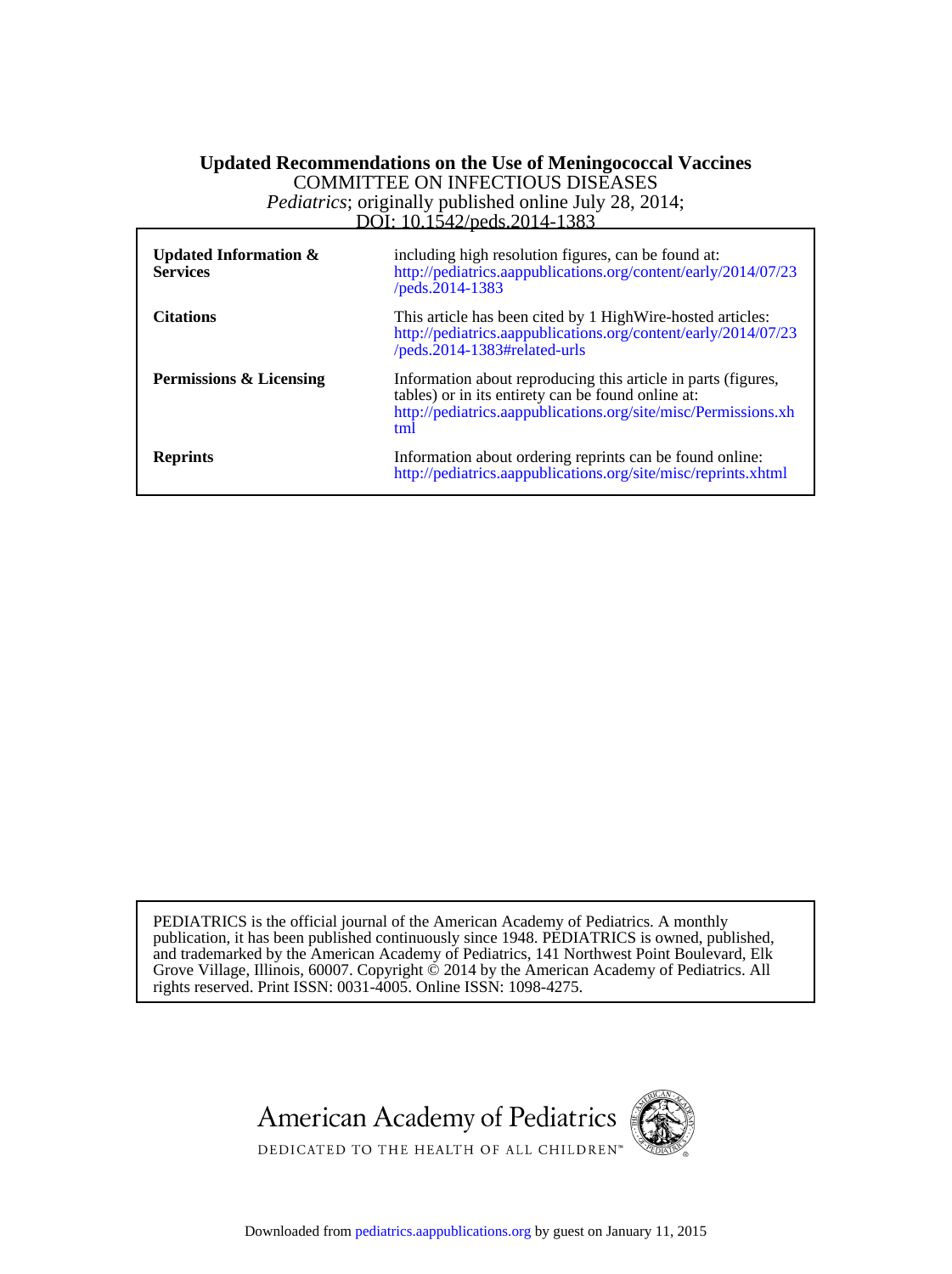# Updated Recommendations on the Use of Meningococcal Vaccines

COMMITTEE ON INFECTIOUS DISEASES

*Pediatrics*; originally published online July 28, 2014;

DOI: 10.1542/peds.2014-1383

| | |
|---|---|
| **Updated Information & Services** | including high resolution figures, can be found at: http://pediatrics.aappublications.org/content/early/2014/07/23/peds.2014-1383 |
| **Citations** | This article has been cited by 1 HighWire-hosted articles: http://pediatrics.aappublications.org/content/early/2014/07/23/peds.2014-1383#related-urls |
| **Permissions & Licensing** | Information about reproducing this article in parts (figures, tables) or in its entirety can be found online at: http://pediatrics.aappublications.org/site/misc/Permissions.xhtml |
| **Reprints** | Information about ordering reprints can be found online: http://pediatrics.aappublications.org/site/misc/reprints.xhtml |

PEDIATRICS is the official journal of the American Academy of Pediatrics. A monthly publication, it has been published continuously since 1948. PEDIATRICS is owned, published, and trademarked by the American Academy of Pediatrics, 141 Northwest Point Boulevard, Elk Grove Village, Illinois, 60007. Copyright © 2014 by the American Academy of Pediatrics. All rights reserved. Print ISSN: 0031-4005. Online ISSN: 1098-4275.

American Academy of Pediatrics

DEDICATED TO THE HEALTH OF ALL CHILDREN™

Downloaded from pediatrics.aappublications.org by guest on January 11, 2015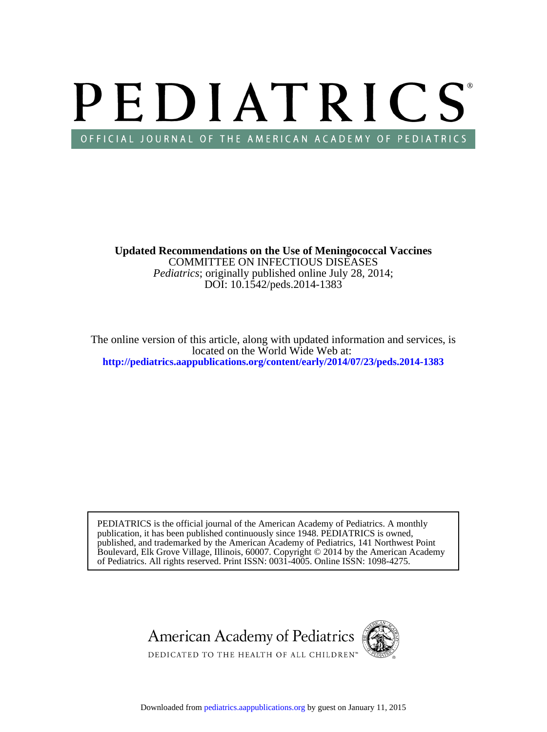# PEDIATRICS

OFFICIAL JOURNAL OF THE AMERICAN ACADEMY OF PEDIATRICS

**Updated Recommendations on the Use of Meningococcal Vaccines**
COMMITTEE ON INFECTIOUS DISEASES
*Pediatrics*; originally published online July 28, 2014;
DOI: 10.1542/peds.2014-1383

The online version of this article, along with updated information and services, is located on the World Wide Web at:
**http://pediatrics.aappublications.org/content/early/2014/07/23/peds.2014-1383**

PEDIATRICS is the official journal of the American Academy of Pediatrics. A monthly publication, it has been published continuously since 1948. PEDIATRICS is owned, published, and trademarked by the American Academy of Pediatrics, 141 Northwest Point Boulevard, Elk Grove Village, Illinois, 60007. Copyright © 2014 by the American Academy of Pediatrics. All rights reserved. Print ISSN: 0031-4005. Online ISSN: 1098-4275.

American Academy of Pediatrics
DEDICATED TO THE HEALTH OF ALL CHILDREN™